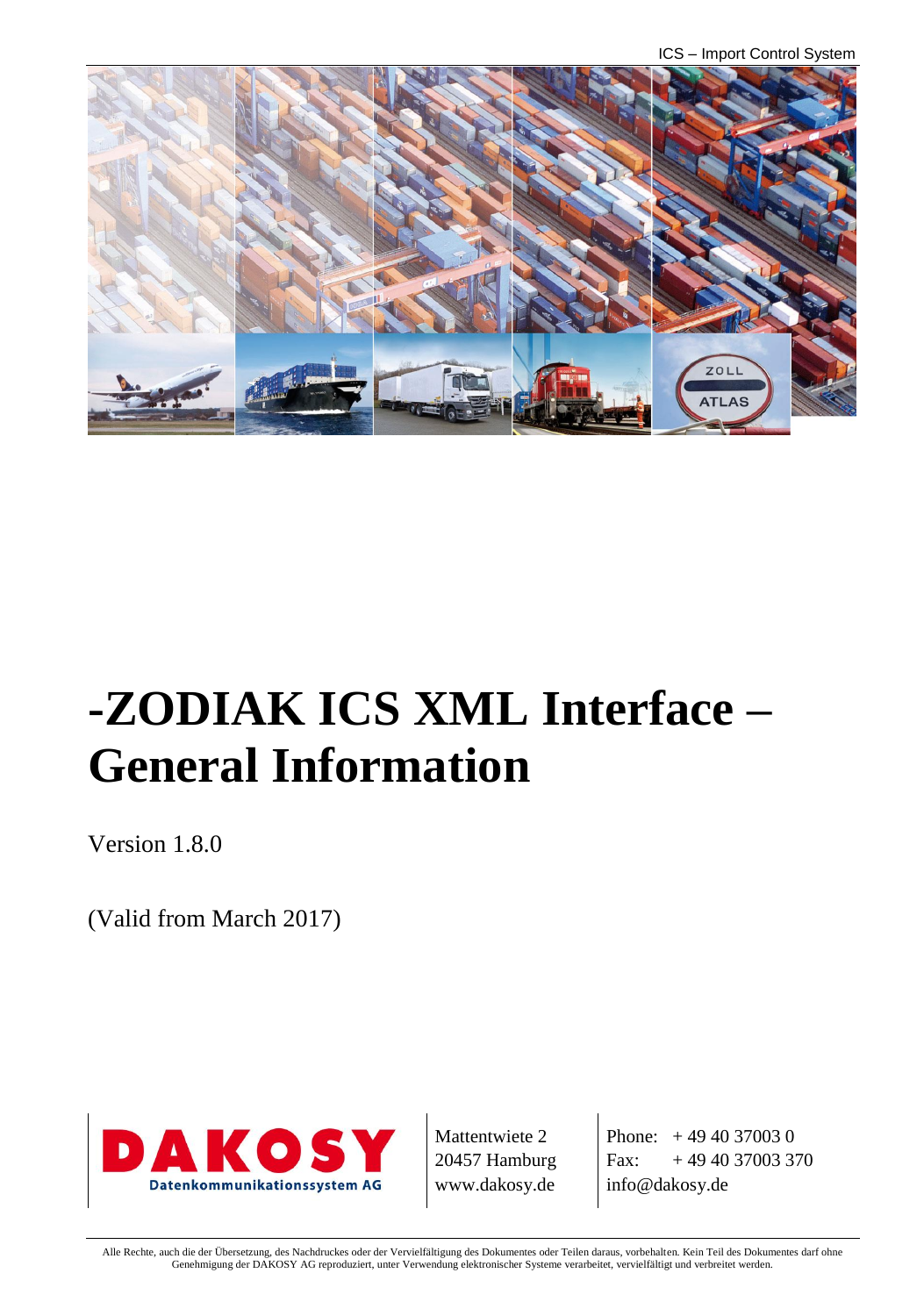# -ZODIAK ICS XML Interface – General Information

Version 1.8.0

(Valid from March 2017)

| DAKOSY Datenkommunikationssystem AG | Mattentwiete 2<br>20457 Hamburg<br>www.dakosy.de | Phone: + 49 40 37003 0<br>Fax: + 49 40 37003 370<br>info@dakosy.de |
| --- | --- | --- |

Alle Rechte, auch die der Übersetzung, des Nachdruckes oder der Vervielfältigung des Dokumentes oder Teilen daraus, vorbehalten. Kein Teil des Dokumentes darf ohne Genehmigung der DAKOSY AG reproduziert, unter Verwendung elektronischer Systeme verarbeitet, vervielfältigt und verbreitet werden.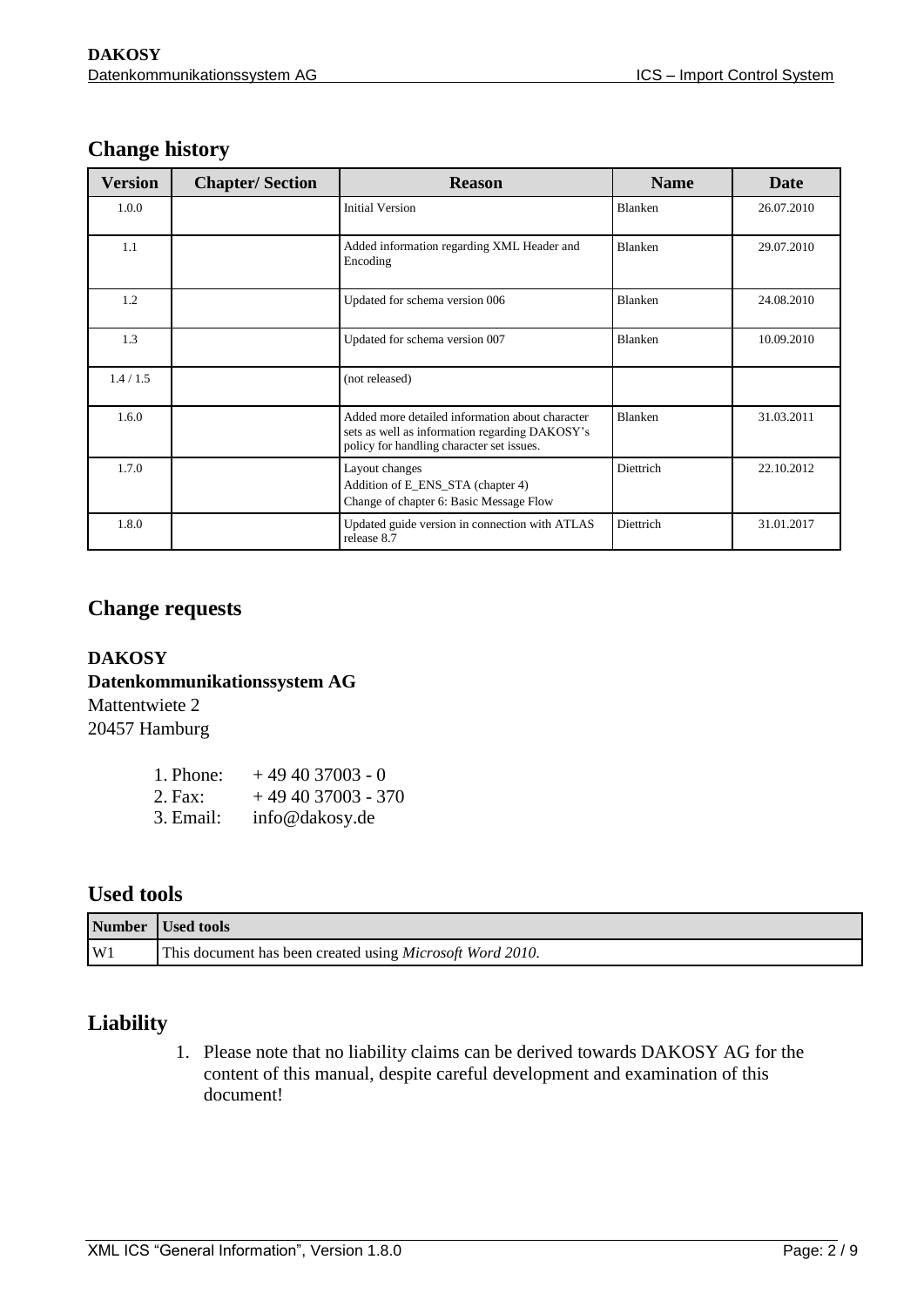## Change history

| Version | Chapter/ Section | Reason | Name | Date |
|---|---|---|---|---|
| 1.0.0 | | Initial Version | Blanken | 26.07.2010 |
| 1.1 | | Added information regarding XML Header and Encoding | Blanken | 29.07.2010 |
| 1.2 | | Updated for schema version 006 | Blanken | 24.08.2010 |
| 1.3 | | Updated for schema version 007 | Blanken | 10.09.2010 |
| 1.4 / 1.5 | | (not released) | | |
| 1.6.0 | | Added more detailed information about character sets as well as information regarding DAKOSY's policy for handling character set issues. | Blanken | 31.03.2011 |
| 1.7.0 | | Layout changes<br>Addition of E_ENS_STA (chapter 4)<br>Change of chapter 6: Basic Message Flow | Diettrich | 22.10.2012 |
| 1.8.0 | | Updated guide version in connection with ATLAS release 8.7 | Diettrich | 31.01.2017 |

## Change requests

**DAKOSY**
**Datenkommunikationssystem AG**
Mattentwiete 2
20457 Hamburg

1. Phone: + 49 40 37003 - 0
2. Fax: + 49 40 37003 - 370
3. Email: info@dakosy.de

## Used tools

| Number | Used tools |
|---|---|
| W1 | This document has been created using *Microsoft Word 2010*. |

## Liability

1. Please note that no liability claims can be derived towards DAKOSY AG for the content of this manual, despite careful development and examination of this document!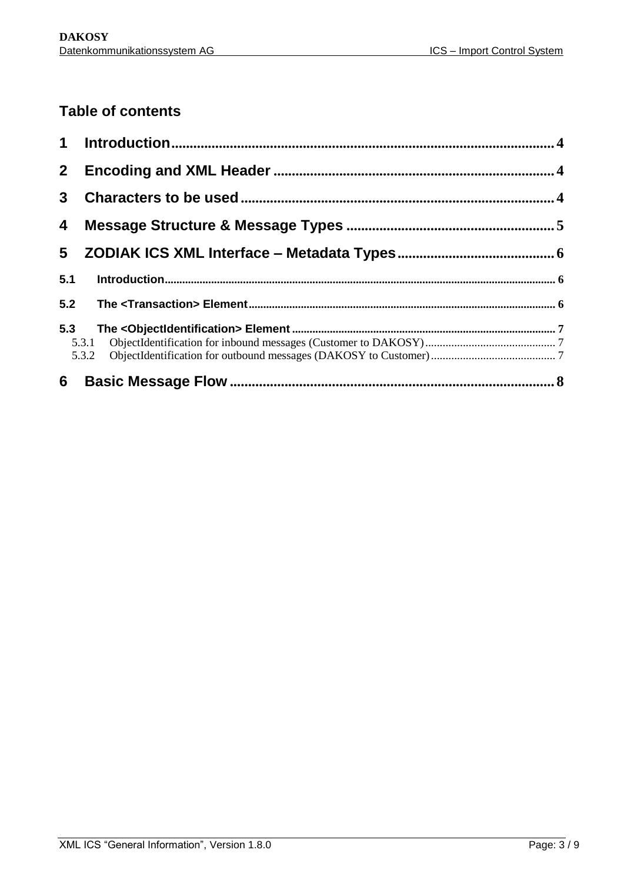## Table of contents

1 Introduction ........................................................................................................ 4

2 Encoding and XML Header ............................................................................ 4

3 Characters to be used ..................................................................................... 4

4 Message Structure & Message Types ......................................................... 5

5 ZODIAK ICS XML Interface – Metadata Types ........................................... 6

5.1 Introduction ........................................................................................................ 6

5.2 The <Transaction> Element ............................................................................. 6

5.3 The <ObjectIdentification> Element ............................................................... 7

5.3.1 ObjectIdentification for inbound messages (Customer to DAKOSY) ............................................ 7

5.3.2 ObjectIdentification for outbound messages (DAKOSY to Customer) .......................................... 7

6 Basic Message Flow ........................................................................................ 8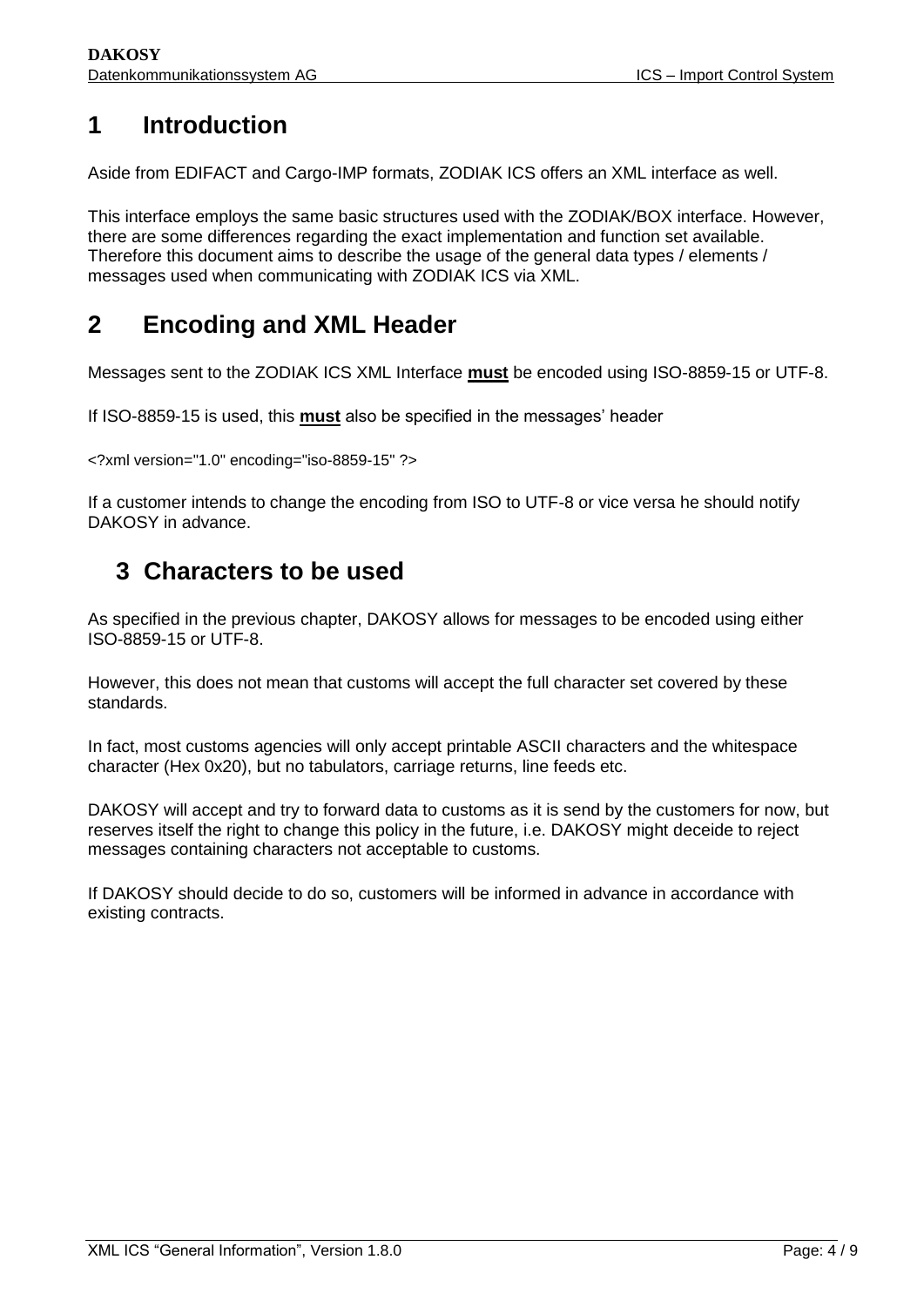# 1 Introduction

Aside from EDIFACT and Cargo-IMP formats, ZODIAK ICS offers an XML interface as well.

This interface employs the same basic structures used with the ZODIAK/BOX interface. However, there are some differences regarding the exact implementation and function set available. Therefore this document aims to describe the usage of the general data types / elements / messages used when communicating with ZODIAK ICS via XML.

# 2 Encoding and XML Header

Messages sent to the ZODIAK ICS XML Interface **must** be encoded using ISO-8859-15 or UTF-8.

If ISO-8859-15 is used, this **must** also be specified in the messages' header

```
<?xml version="1.0" encoding="iso-8859-15" ?>
```

If a customer intends to change the encoding from ISO to UTF-8 or vice versa he should notify DAKOSY in advance.

# 3 Characters to be used

As specified in the previous chapter, DAKOSY allows for messages to be encoded using either ISO-8859-15 or UTF-8.

However, this does not mean that customs will accept the full character set covered by these standards.

In fact, most customs agencies will only accept printable ASCII characters and the whitespace character (Hex 0x20), but no tabulators, carriage returns, line feeds etc.

DAKOSY will accept and try to forward data to customs as it is send by the customers for now, but reserves itself the right to change this policy in the future, i.e. DAKOSY might deceide to reject messages containing characters not acceptable to customs.

If DAKOSY should decide to do so, customers will be informed in advance in accordance with existing contracts.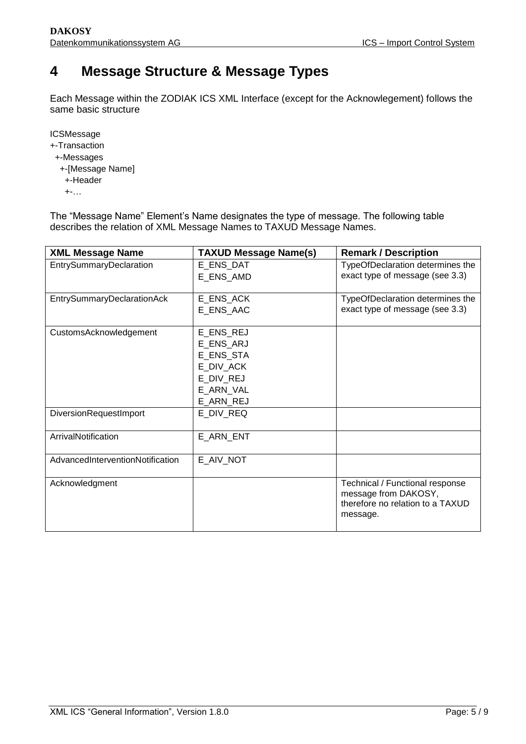# 4 Message Structure & Message Types

Each Message within the ZODIAK ICS XML Interface (except for the Acknowlegement) follows the same basic structure

```
ICSMessage
+-Transaction
  +-Messages
    +-[Message Name]
      +-Header
      +-…
```

The “Message Name” Element’s Name designates the type of message. The following table describes the relation of XML Message Names to TAXUD Message Names.

| XML Message Name | TAXUD Message Name(s) | Remark / Description |
|---|---|---|
| EntrySummaryDeclaration | E_ENS_DAT<br>E_ENS_AMD | TypeOfDeclaration determines the exact type of message (see 3.3) |
| EntrySummaryDeclarationAck | E_ENS_ACK<br>E_ENS_AAC | TypeOfDeclaration determines the exact type of message (see 3.3) |
| CustomsAcknowledgement | E_ENS_REJ<br>E_ENS_ARJ<br>E_ENS_STA<br>E_DIV_ACK<br>E_DIV_REJ<br>E_ARN_VAL<br>E_ARN_REJ | |
| DiversionRequestImport | E_DIV_REQ | |
| ArrivalNotification | E_ARN_ENT | |
| AdvancedInterventionNotification | E_AIV_NOT | |
| Acknowledgment | | Technical / Functional response message from DAKOSY, therefore no relation to a TAXUD message. |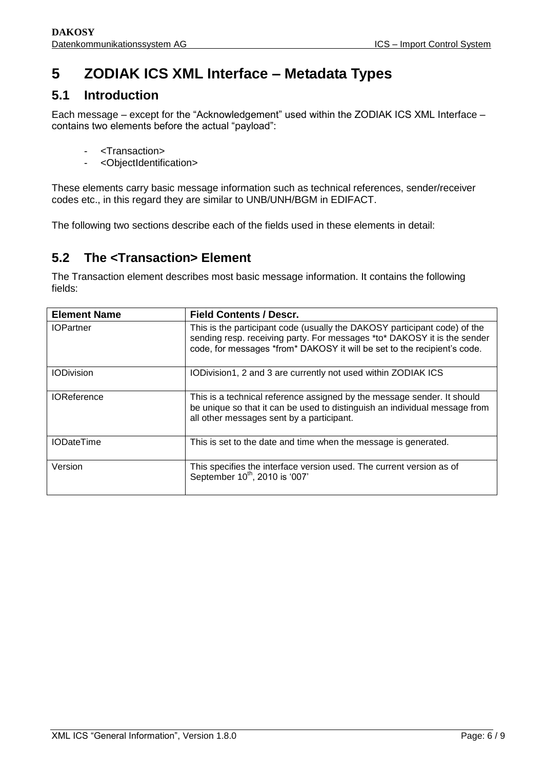# 5 ZODIAK ICS XML Interface – Metadata Types

## 5.1 Introduction

Each message – except for the "Acknowledgement" used within the ZODIAK ICS XML Interface – contains two elements before the actual "payload":

- <Transaction>
- <ObjectIdentification>

These elements carry basic message information such as technical references, sender/receiver codes etc., in this regard they are similar to UNB/UNH/BGM in EDIFACT.

The following two sections describe each of the fields used in these elements in detail:

## 5.2 The <Transaction> Element

The Transaction element describes most basic message information. It contains the following fields:

| Element Name | Field Contents / Descr. |
|---|---|
| IOPartner | This is the participant code (usually the DAKOSY participant code) of the sending resp. receiving party. For messages *to* DAKOSY it is the sender code, for messages *from* DAKOSY it will be set to the recipient's code. |
| IODivision | IODivision1, 2 and 3 are currently not used within ZODIAK ICS |
| IOReference | This is a technical reference assigned by the message sender. It should be unique so that it can be used to distinguish an individual message from all other messages sent by a participant. |
| IODateTime | This is set to the date and time when the message is generated. |
| Version | This specifies the interface version used. The current version as of September 10th, 2010 is '007' |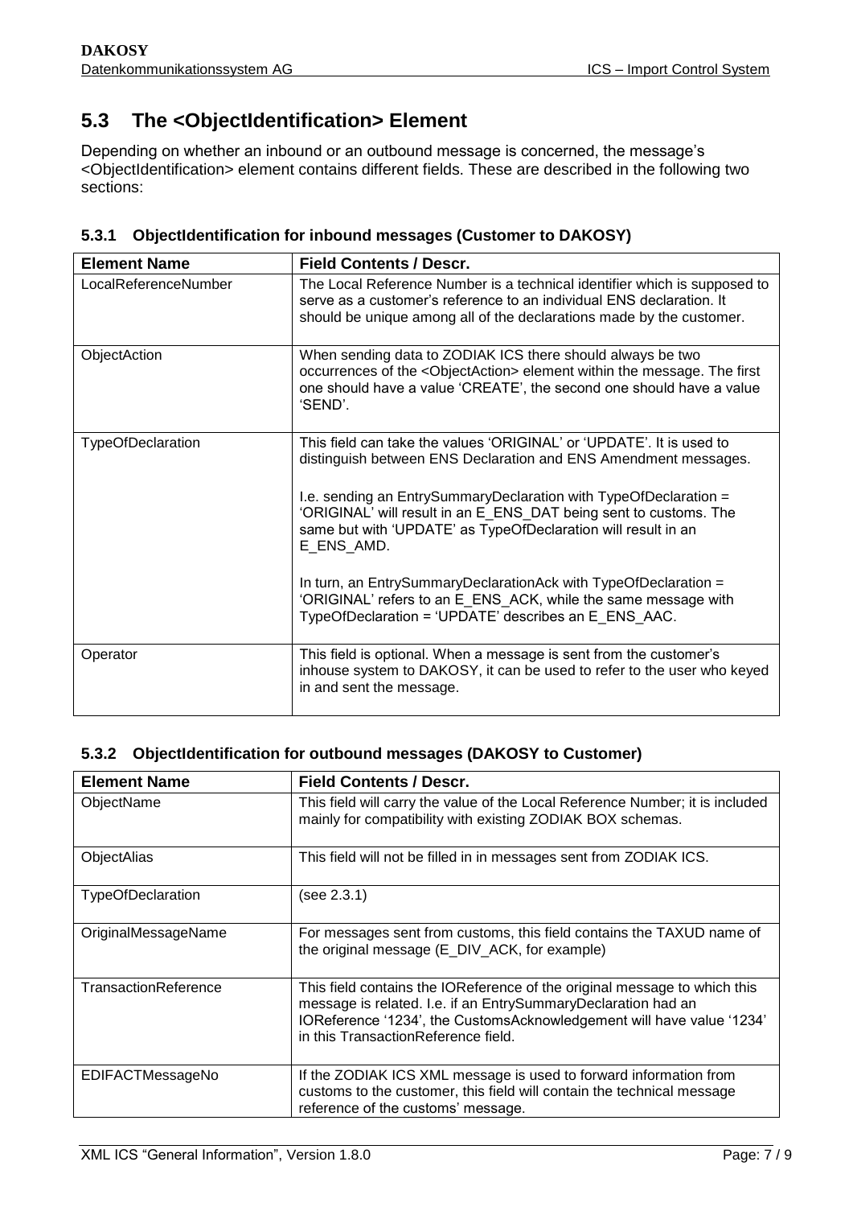## 5.3 The <ObjectIdentification> Element

Depending on whether an inbound or an outbound message is concerned, the message's <ObjectIdentification> element contains different fields. These are described in the following two sections:

### 5.3.1 ObjectIdentification for inbound messages (Customer to DAKOSY)

| Element Name | Field Contents / Descr. |
|---|---|
| LocalReferenceNumber | The Local Reference Number is a technical identifier which is supposed to serve as a customer's reference to an individual ENS declaration. It should be unique among all of the declarations made by the customer. |
| ObjectAction | When sending data to ZODIAK ICS there should always be two occurrences of the <ObjectAction> element within the message. The first one should have a value 'CREATE', the second one should have a value 'SEND'. |
| TypeOfDeclaration | This field can take the values 'ORIGINAL' or 'UPDATE'. It is used to distinguish between ENS Declaration and ENS Amendment messages.<br><br>I.e. sending an EntrySummaryDeclaration with TypeOfDeclaration = 'ORIGINAL' will result in an E_ENS_DAT being sent to customs. The same but with 'UPDATE' as TypeOfDeclaration will result in an E_ENS_AMD.<br><br>In turn, an EntrySummaryDeclarationAck with TypeOfDeclaration = 'ORIGINAL' refers to an E_ENS_ACK, while the same message with TypeOfDeclaration = 'UPDATE' describes an E_ENS_AAC. |
| Operator | This field is optional. When a message is sent from the customer's inhouse system to DAKOSY, it can be used to refer to the user who keyed in and sent the message. |

### 5.3.2 ObjectIdentification for outbound messages (DAKOSY to Customer)

| Element Name | Field Contents / Descr. |
|---|---|
| ObjectName | This field will carry the value of the Local Reference Number; it is included mainly for compatibility with existing ZODIAK BOX schemas. |
| ObjectAlias | This field will not be filled in in messages sent from ZODIAK ICS. |
| TypeOfDeclaration | (see 2.3.1) |
| OriginalMessageName | For messages sent from customs, this field contains the TAXUD name of the original message (E_DIV_ACK, for example) |
| TransactionReference | This field contains the IOReference of the original message to which this message is related. I.e. if an EntrySummaryDeclaration had an IOReference '1234', the CustomsAcknowledgement will have value '1234' in this TransactionReference field. |
| EDIFACTMessageNo | If the ZODIAK ICS XML message is used to forward information from customs to the customer, this field will contain the technical message reference of the customs' message. |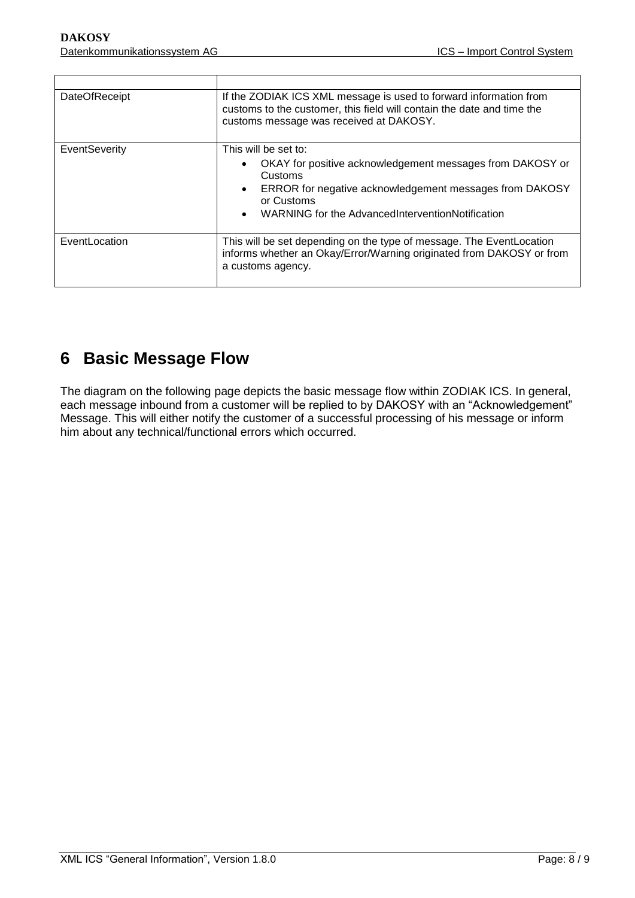| | |
|---|---|
| DateOfReceipt | If the ZODIAK ICS XML message is used to forward information from customs to the customer, this field will contain the date and time the customs message was received at DAKOSY. |
| EventSeverity | This will be set to:<br>• OKAY for positive acknowledgement messages from DAKOSY or Customs<br>• ERROR for negative acknowledgement messages from DAKOSY or Customs<br>• WARNING for the AdvancedInterventionNotification |
| EventLocation | This will be set depending on the type of message. The EventLocation informs whether an Okay/Error/Warning originated from DAKOSY or from a customs agency. |

# 6 Basic Message Flow

The diagram on the following page depicts the basic message flow within ZODIAK ICS. In general, each message inbound from a customer will be replied to by DAKOSY with an "Acknowledgement" Message. This will either notify the customer of a successful processing of his message or inform him about any technical/functional errors which occurred.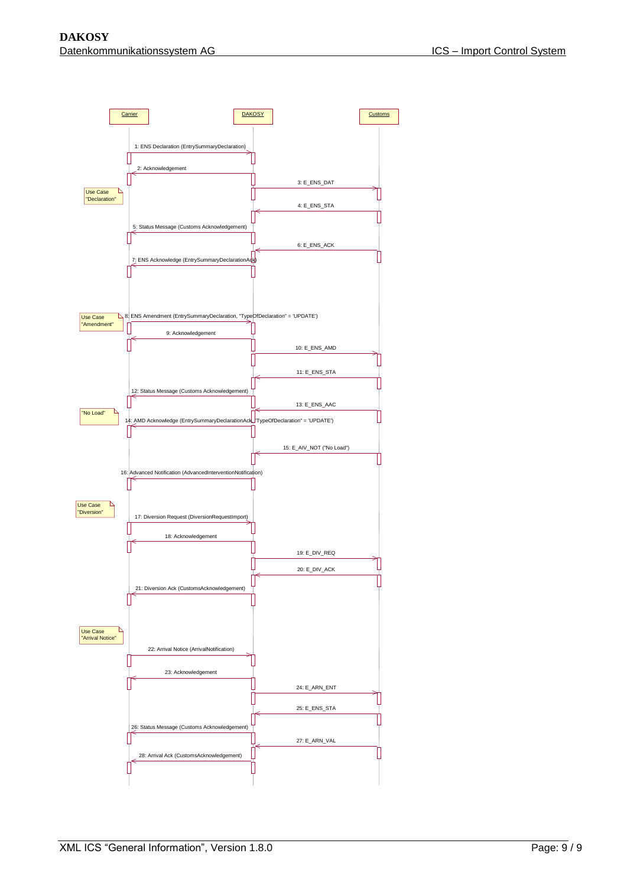Carrier

DAKOSY

Customs

1: ENS Declaration (EntrySummaryDeclaration)

2: Acknowledgement

3: E_ENS_DAT

Use Case "Declaration"

4: E_ENS_STA

5: Status Message (Customs Acknowledgement)

6: E_ENS_ACK

7: ENS Acknowledge (EntrySummaryDeclarationAck)

Use Case "Amendment"

8: ENS Amendment (EntrySummaryDeclaration, "TypeOfDeclaration" = 'UPDATE')

9: Acknowledgement

10: E_ENS_AMD

11: E_ENS_STA

12: Status Message (Customs Acknowledgement)

13: E_ENS_AAC

"No Load"

14: AMD Acknowledge (EntrySummaryDeclarationAck, "TypeOfDeclaration" = 'UPDATE')

15: E_AIV_NOT ("No Load")

16: Advanced Notification (AdvancedInterventionNotification)

Use Case "Diversion"

17: Diversion Request (DiversionRequestImport)

18: Acknowledgement

19: E_DIV_REQ

20: E_DIV_ACK

21: Diversion Ack (CustomsAcknowledgement)

Use Case "Arrival Notice"

22: Arrival Notice (ArrivalNotification)

23: Acknowledgement

24: E_ARN_ENT

25: E_ENS_STA

26: Status Message (Customs Acknowledgement)

27: E_ARN_VAL

28: Arrival Ack (CustomsAcknowledgement)